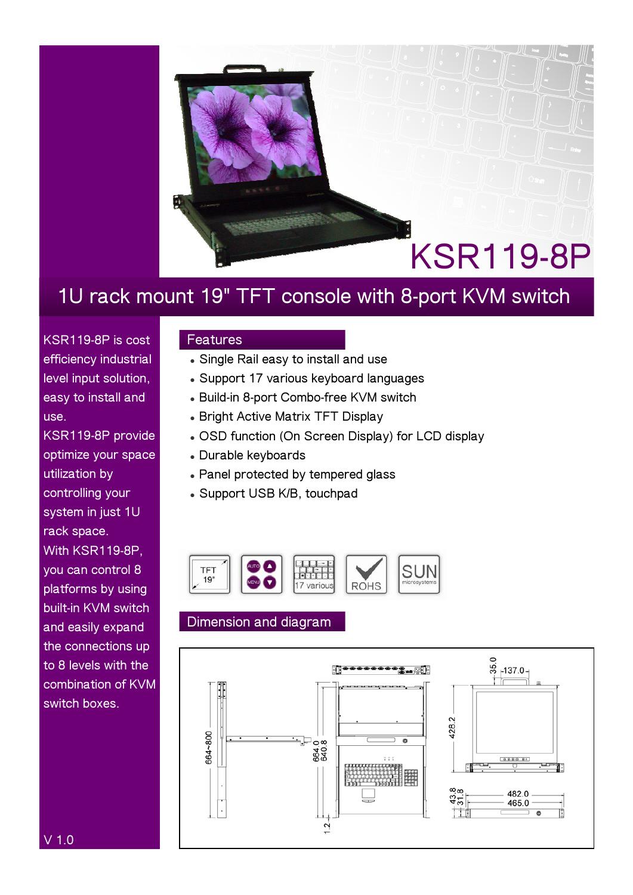# KSR119-8P

## 1U rack mount 19" TFT console with 8-port KVM switch

KSR119-8P is cost efficiency industrial level input solution, easy to install and use.

KSR119-8P provide optimize your space utilization by controlling your system in just 1U rack space.

With KSR119-8P, you can control 8 platforms by using built-in KVM switch and easily expand the connections up to 8 levels with the combination of KVM switch boxes.

### Features

- Single Rail easy to install and use
- Support 17 various keyboard languages
- Build-in 8-port Combo-free KVM switch
- Bright Active Matrix TFT Display
- OSD function (On Screen Display) for LCD display
- Durable keyboards
- Panel protected by tempered glass
- Support USB K/B, touchpad

TFT 19" | AUTO MENU | 17 various | ROHS | SUN microsystems

### Dimension and diagram

664~800

664.0
640.8

1.2

35.0
137.0

428.2

43.8
31.8

482.0
465.0

V 1.0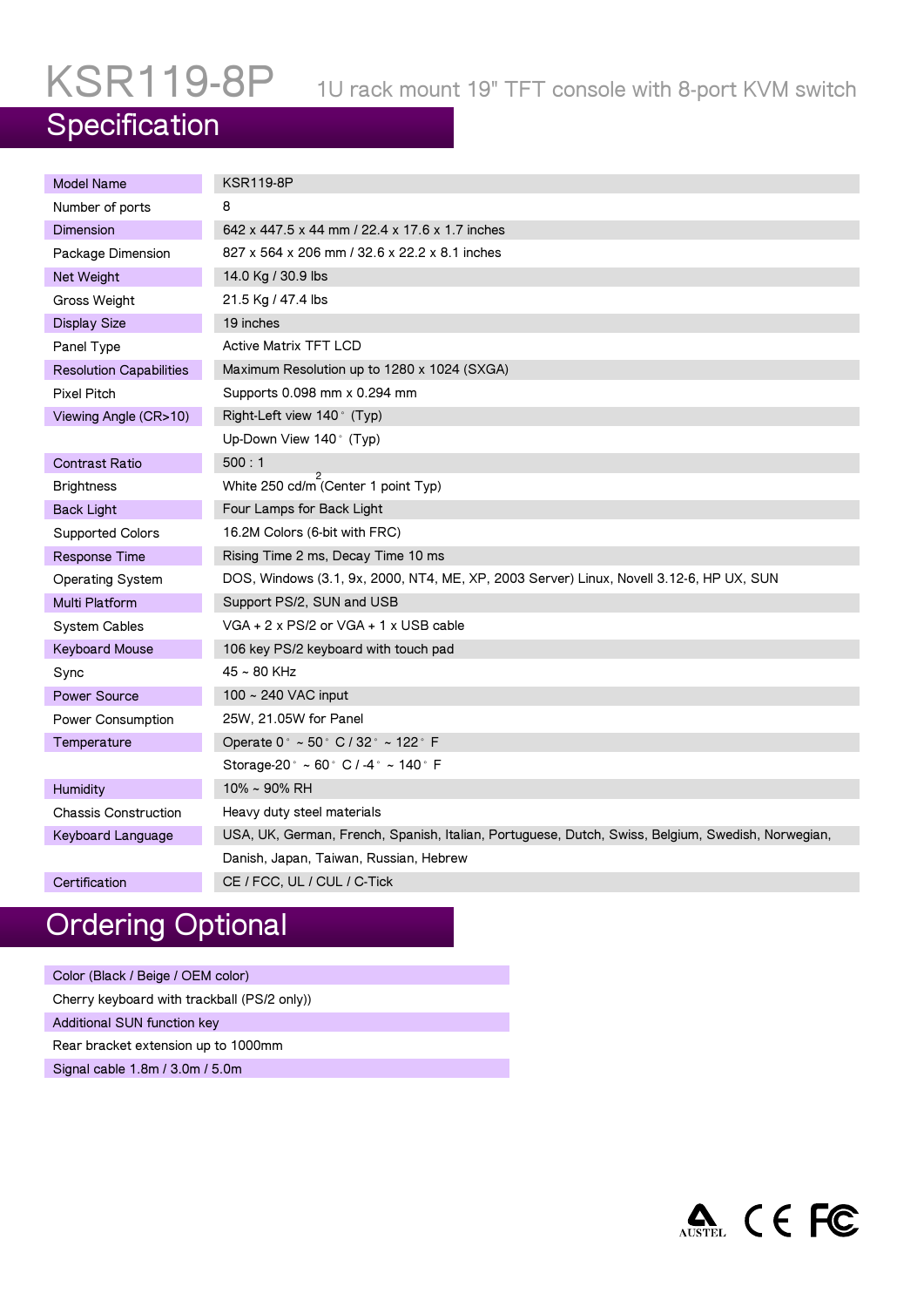# KSR119-8P 1U rack mount 19" TFT console with 8-port KVM switch

## Specification

| | |
|---|---|
| Model Name | KSR119-8P |
| Number of ports | 8 |
| Dimension | 642 x 447.5 x 44 mm / 22.4 x 17.6 x 1.7 inches |
| Package Dimension | 827 x 564 x 206 mm / 32.6 x 22.2 x 8.1 inches |
| Net Weight | 14.0 Kg / 30.9 lbs |
| Gross Weight | 21.5 Kg / 47.4 lbs |
| Display Size | 19 inches |
| Panel Type | Active Matrix TFT LCD |
| Resolution Capabilities | Maximum Resolution up to 1280 x 1024 (SXGA) |
| Pixel Pitch | Supports 0.098 mm x 0.294 mm |
| Viewing Angle (CR>10) | Right-Left view 140° (Typ) |
| | Up-Down View 140° (Typ) |
| Contrast Ratio | 500 : 1 |
| Brightness | White 250 $cd/m^2$ (Center 1 point Typ) |
| Back Light | Four Lamps for Back Light |
| Supported Colors | 16.2M Colors (6-bit with FRC) |
| Response Time | Rising Time 2 ms, Decay Time 10 ms |
| Operating System | DOS, Windows (3.1, 9x, 2000, NT4, ME, XP, 2003 Server) Linux, Novell 3.12-6, HP UX, SUN |
| Multi Platform | Support PS/2, SUN and USB |
| System Cables | VGA + 2 x PS/2 or VGA + 1 x USB cable |
| Keyboard Mouse | 106 key PS/2 keyboard with touch pad |
| Sync | 45 ~ 80 KHz |
| Power Source | 100 ~ 240 VAC input |
| Power Consumption | 25W, 21.05W for Panel |
| Temperature | Operate 0° ~ 50° C / 32° ~ 122° F |
| | Storage-20° ~ 60° C / -4° ~ 140° F |
| Humidity | 10% ~ 90% RH |
| Chassis Construction | Heavy duty steel materials |
| Keyboard Language | USA, UK, German, French, Spanish, Italian, Portuguese, Dutch, Swiss, Belgium, Swedish, Norwegian, |
| | Danish, Japan, Taiwan, Russian, Hebrew |
| Certification | CE / FCC, UL / CUL / C-Tick |

## Ordering Optional

- Color (Black / Beige / OEM color)
- Cherry keyboard with trackball (PS/2 only))
- Additional SUN function key
- Rear bracket extension up to 1000mm
- Signal cable 1.8m / 3.0m / 5.0m

AUSTEL CE FC